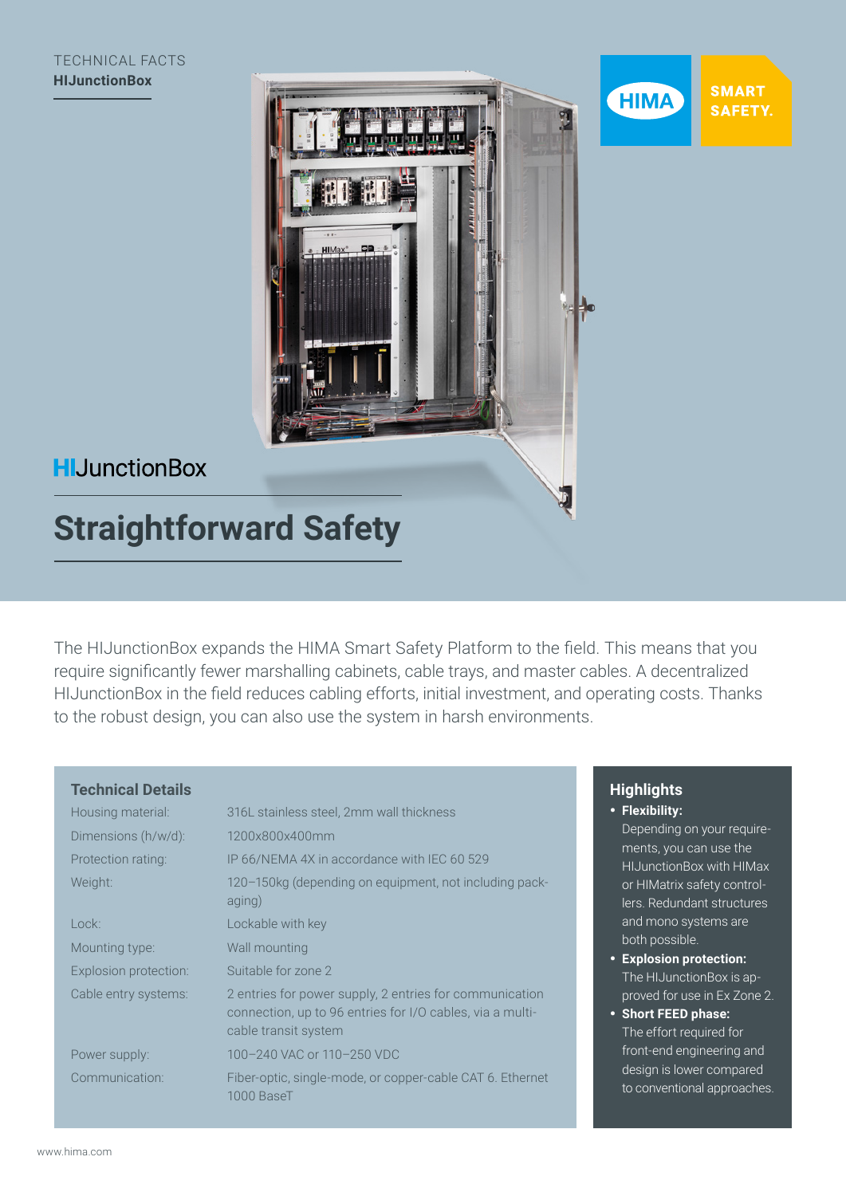TECHNICAL FACTS
**HIJunctionBox**

HIMA SMART SAFETY.

# HIJunctionBox

## Straightforward Safety

The HIJunctionBox expands the HIMA Smart Safety Platform to the field. This means that you require significantly fewer marshalling cabinets, cable trays, and master cables. A decentralized HIJunctionBox in the field reduces cabling efforts, initial investment, and operating costs. Thanks to the robust design, you can also use the system in harsh environments.

### Technical Details

| | |
|---|---|
| Housing material: | 316L stainless steel, 2mm wall thickness |
| Dimensions (h/w/d): | 1200x800x400mm |
| Protection rating: | IP 66/NEMA 4X in accordance with IEC 60 529 |
| Weight: | 120–150kg (depending on equipment, not including packaging) |
| Lock: | Lockable with key |
| Mounting type: | Wall mounting |
| Explosion protection: | Suitable for zone 2 |
| Cable entry systems: | 2 entries for power supply, 2 entries for communication connection, up to 96 entries for I/O cables, via a multi-cable transit system |
| Power supply: | 100–240 VAC or 110–250 VDC |
| Communication: | Fiber-optic, single-mode, or copper-cable CAT 6. Ethernet 1000 BaseT |

### Highlights

- **Flexibility:**
  Depending on your requirements, you can use the HIJunctionBox with HIMax or HIMatrix safety controllers. Redundant structures and mono systems are both possible.
- **Explosion protection:**
  The HIJunctionBox is approved for use in Ex Zone 2.
- **Short FEED phase:**
  The effort required for front-end engineering and design is lower compared to conventional approaches.

www.hima.com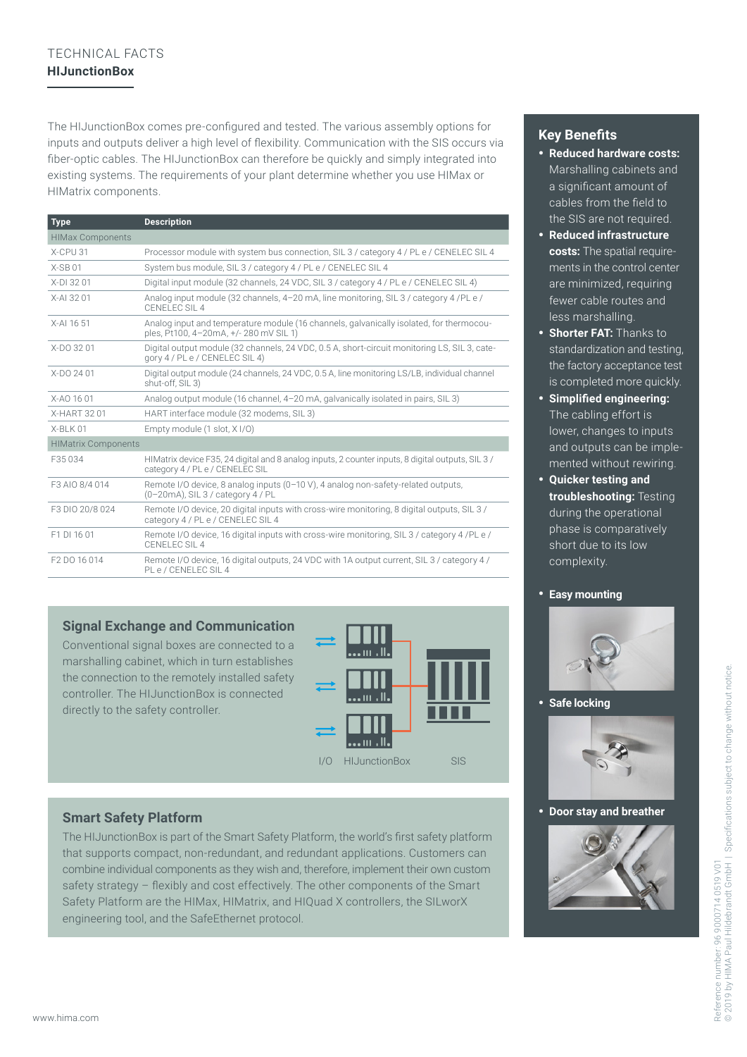TECHNICAL FACTS

## HIJunctionBox

The HIJunctionBox comes pre-configured and tested. The various assembly options for inputs and outputs deliver a high level of flexibility. Communication with the SIS occurs via fiber-optic cables. The HIJunctionBox can therefore be quickly and simply integrated into existing systems. The requirements of your plant determine whether you use HIMax or HIMatrix components.

| Type | Description |
|---|---|
| HIMax Components | |
| X-CPU 31 | Processor module with system bus connection, SIL 3 / category 4 / PL e / CENELEC SIL 4 |
| X-SB 01 | System bus module, SIL 3 / category 4 / PL e / CENELEC SIL 4 |
| X-DI 32 01 | Digital input module (32 channels, 24 VDC, SIL 3 / category 4 / PL e / CENELEC SIL 4) |
| X-AI 32 01 | Analog input module (32 channels, 4–20 mA, line monitoring, SIL 3 / category 4 /PL e / CENELEC SIL 4 |
| X-AI 16 51 | Analog input and temperature module (16 channels, galvanically isolated, for thermocouples, Pt100, 4–20mA, +/- 280 mV SIL 1) |
| X-DO 32 01 | Digital output module (32 channels, 24 VDC, 0.5 A, short-circuit monitoring LS, SIL 3, category 4 / PL e / CENELEC SIL 4) |
| X-DO 24 01 | Digital output module (24 channels, 24 VDC, 0.5 A, line monitoring LS/LB, individual channel shut-off, SIL 3) |
| X-AO 16 01 | Analog output module (16 channel, 4–20 mA, galvanically isolated in pairs, SIL 3) |
| X-HART 32 01 | HART interface module (32 modems, SIL 3) |
| X-BLK 01 | Empty module (1 slot, X I/O) |
| HIMatrix Components | |
| F35 034 | HIMatrix device F35, 24 digital and 8 analog inputs, 2 counter inputs, 8 digital outputs, SIL 3 / category 4 / PL e / CENELEC SIL |
| F3 AIO 8/4 014 | Remote I/O device, 8 analog inputs (0–10 V), 4 analog non-safety-related outputs, (0–20mA), SIL 3 / category 4 / PL |
| F3 DIO 20/8 024 | Remote I/O device, 20 digital inputs with cross-wire monitoring, 8 digital outputs, SIL 3 / category 4 / PL e / CENELEC SIL 4 |
| F1 DI 16 01 | Remote I/O device, 16 digital inputs with cross-wire monitoring, SIL 3 / category 4 /PL e / CENELEC SIL 4 |
| F2 DO 16 014 | Remote I/O device, 16 digital outputs, 24 VDC with 1A output current, SIL 3 / category 4 / PL e / CENELEC SIL 4 |

### Signal Exchange and Communication

Conventional signal boxes are connected to a marshalling cabinet, which in turn establishes the connection to the remotely installed safety controller. The HIJunctionBox is connected directly to the safety controller.

I/O
HIJunctionBox
SIS

### Smart Safety Platform

The HIJunctionBox is part of the Smart Safety Platform, the world's first safety platform that supports compact, non-redundant, and redundant applications. Customers can combine individual components as they wish and, therefore, implement their own custom safety strategy – flexibly and cost effectively. The other components of the Smart Safety Platform are the HIMax, HIMatrix, and HIQuad X controllers, the SILworX engineering tool, and the SafeEthernet protocol.

### Key Benefits

- **Reduced hardware costs:** Marshalling cabinets and a significant amount of cables from the field to the SIS are not required.
- **Reduced infrastructure costs:** The spatial requirements in the control center are minimized, requiring fewer cable routes and less marshalling.
- **Shorter FAT:** Thanks to standardization and testing, the factory acceptance test is completed more quickly.
- **Simplified engineering:** The cabling effort is lower, changes to inputs and outputs can be implemented without rewiring.
- **Quicker testing and troubleshooting:** Testing during the operational phase is comparatively short due to its low complexity.

- **Easy mounting**
- **Safe locking**
- **Door stay and breather**

www.hima.com

Reference number: 96 9000714 0519 V01
© 2019 by HIMA Paul Hildebrandt GmbH | Specifications subject to change without notice.